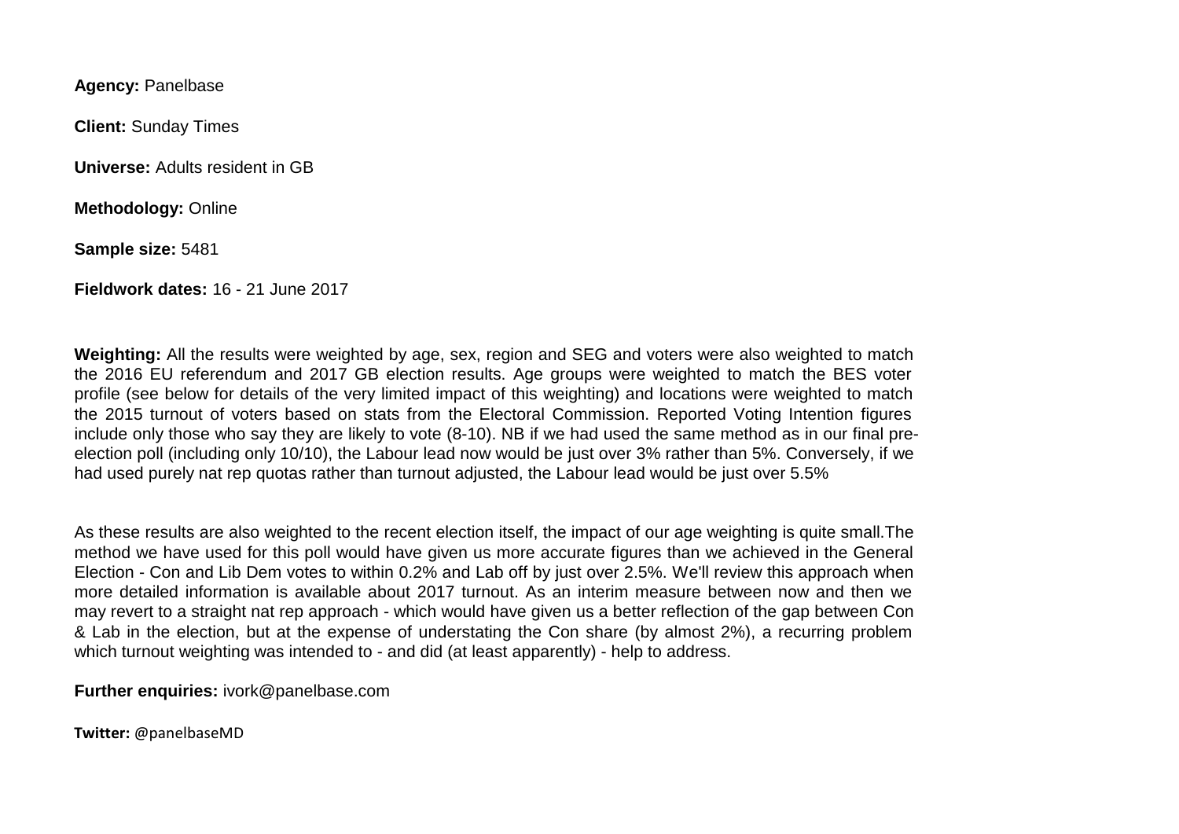**Agency:** Panelbase

**Client:** Sunday Times

**Universe:** Adults resident in GB

**Methodology:** Online

**Sample size:** 5481

**Fieldwork dates:** 16 - 21 June 2017

**Weighting:** All the results were weighted by age, sex, region and SEG and voters were also weighted to match the 2016 EU referendum and 2017 GB election results. Age groups were weighted to match the BES voter profile (see below for details of the very limited impact of this weighting) and locations were weighted to match the 2015 turnout of voters based on stats from the Electoral Commission. Reported Voting Intention figures include only those who say they are likely to vote (8-10). NB if we had used the same method as in our final pre-election poll (including only 10/10), the Labour lead now would be just over 3% rather than 5%. Conversely, if we had used purely nat rep quotas rather than turnout adjusted, the Labour lead would be just over 5.5%

As these results are also weighted to the recent election itself, the impact of our age weighting is quite small.The method we have used for this poll would have given us more accurate figures than we achieved in the General Election - Con and Lib Dem votes to within 0.2% and Lab off by just over 2.5%. We'll review this approach when more detailed information is available about 2017 turnout. As an interim measure between now and then we may revert to a straight nat rep approach - which would have given us a better reflection of the gap between Con & Lab in the election, but at the expense of understating the Con share (by almost 2%), a recurring problem which turnout weighting was intended to - and did (at least apparently) - help to address.

**Further enquiries:** ivork@panelbase.com

**Twitter:** @panelbaseMD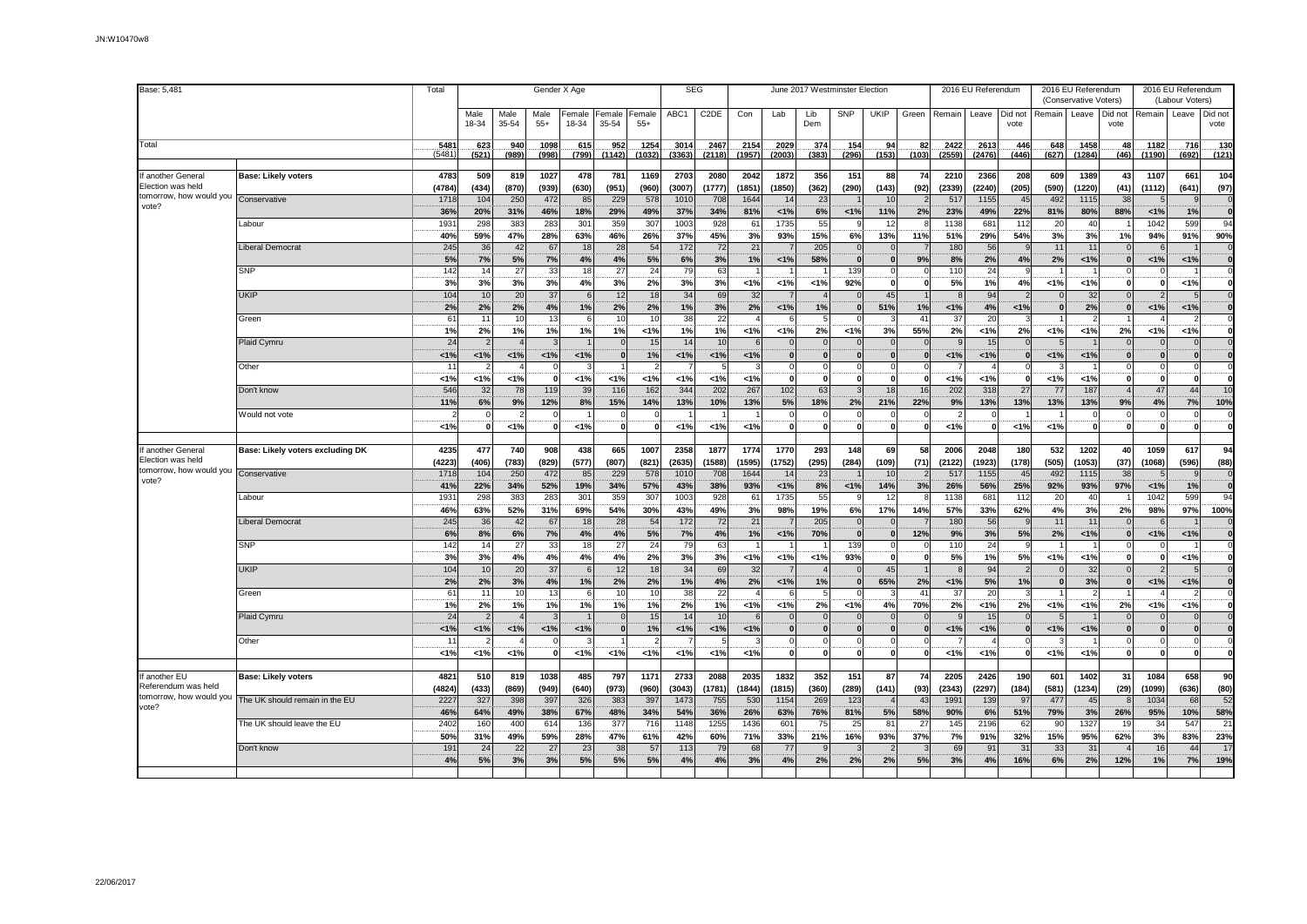JN:W10470w8

| Base: 5,481 | | Total | Gender X Age | | | | | | SEG | | June 2017 Westminster Election | | | | | | 2016 EU Referendum | | | 2016 EU Referendum (Conservative Voters) | | | 2016 EU Referendum (Labour Voters) | | |
|---|---|---|---|---|---|---|---|---|---|---|---|---|---|---|---|---|---|---|---|---|---|---|---|---|---|
| | | | Male 18-34 | Male 35-54 | Male 55+ | Female 18-34 | Female 35-54 | Female 55+ | ABC1 | C2DE | Con | Lab | Lib Dem | SNP | UKIP | Green | Remain | Leave | Did not vote | Remain | Leave | Did not vote | Remain | Leave | Did not vote |
| Total | | 5481 | 623 | 940 | 1098 | 615 | 952 | 1254 | 3014 | 2467 | 2154 | 2029 | 374 | 154 | 94 | 82 | 2422 | 2613 | 446 | 648 | 1458 | 48 | 1182 | 716 | 130 |
| | | (5481) | (521) | (989) | (998) | (799) | (1142) | (1032) | (3363) | (2118) | (1957) | (2003) | (383) | (296) | (153) | (103) | (2559) | (2476) | (446) | (627) | (1284) | (46) | (1190) | (692) | (121) |
| If another General Election was held tomorrow, how would you vote? | **Base: Likely voters** | **4783** | **509** | **819** | **1027** | **478** | **781** | **1169** | **2703** | **2080** | **2042** | **1872** | **356** | **151** | **88** | **74** | **2210** | **2366** | **208** | **609** | **1389** | **43** | **1107** | **661** | **104** |
| | | (4784) | (434) | (870) | (939) | (630) | (951) | (960) | (3007) | (1777) | (1851) | (1850) | (362) | (290) | (143) | (92) | (2339) | (2240) | (205) | (590) | (1220) | (41) | (1112) | (641) | (97) |
| | Conservative | 1718 | 104 | 250 | 472 | 85 | 229 | 578 | 1010 | 708 | 1644 | 14 | 23 | 1 | 10 | 2 | 517 | 1155 | 45 | 492 | 1115 | 38 | 5 | 9 | 0 |
| | | 36% | 20% | 31% | 46% | 18% | 29% | 49% | 37% | 34% | 81% | <1% | 6% | <1% | 11% | 2% | 23% | 49% | 22% | 81% | 80% | 88% | <1% | 1% | 0 |
| | Labour | 1931 | 298 | 383 | 283 | 301 | 359 | 307 | 1003 | 928 | 61 | 1735 | 55 | 9 | 12 | 8 | 1138 | 681 | 112 | 20 | 40 | 1 | 1042 | 599 | 94 |
| | | 40% | 59% | 47% | 28% | 63% | 46% | 26% | 37% | 45% | 3% | 93% | 15% | 6% | 13% | 11% | 51% | 29% | 54% | 3% | 3% | 1% | 94% | 91% | 90% |
| | Liberal Democrat | 245 | 36 | 42 | 67 | 18 | 28 | 54 | 172 | 72 | 21 | 7 | 205 | 0 | 0 | 7 | 180 | 56 | 9 | 11 | 11 | 0 | 6 | 1 | 0 |
| | | 5% | 7% | 5% | 7% | 4% | 4% | 5% | 6% | 3% | 1% | <1% | 58% | 0 | 0 | 9% | 8% | 2% | 4% | 2% | <1% | 0 | <1% | <1% | 0 |
| | SNP | 142 | 14 | 27 | 33 | 18 | 27 | 24 | 79 | 63 | 1 | 1 | 1 | 139 | 0 | 0 | 110 | 24 | 9 | 1 | 1 | 0 | 0 | 1 | 0 |
| | | 3% | 3% | 3% | 3% | 4% | 3% | 2% | 3% | 3% | <1% | <1% | <1% | 92% | 0 | 0 | 5% | 1% | 4% | <1% | <1% | 0 | 0 | <1% | 0 |
| | UKIP | 104 | 10 | 20 | 37 | 6 | 12 | 18 | 34 | 69 | 32 | 7 | 4 | 0 | 45 | 1 | 8 | 94 | 2 | 0 | 32 | 0 | 2 | 5 | 0 |
| | | 2% | 2% | 2% | 4% | 1% | 2% | 2% | 1% | 3% | 2% | <1% | 1% | 0 | 51% | 1% | <1% | 4% | <1% | 0 | 2% | 0 | <1% | <1% | 0 |
| | Green | 61 | 11 | 10 | 13 | 6 | 10 | 10 | 38 | 22 | 4 | 6 | 5 | 0 | 3 | 41 | 37 | 20 | 3 | 1 | 2 | 1 | 4 | 2 | 0 |
| | | 1% | 2% | 1% | 1% | 1% | 1% | <1% | 1% | 1% | <1% | <1% | 2% | <1% | 3% | 55% | 2% | <1% | 2% | <1% | <1% | 2% | <1% | <1% | 0 |
| | Plaid Cymru | 24 | 2 | 4 | 3 | 1 | 0 | 15 | 14 | 10 | 6 | 0 | 0 | 0 | 0 | 0 | 9 | 15 | 0 | 5 | 1 | 0 | 0 | 0 | 0 |
| | | <1% | <1% | <1% | <1% | <1% | 0 | 1% | <1% | <1% | <1% | 0 | 0 | 0 | 0 | 0 | <1% | <1% | 0 | <1% | <1% | 0 | 0 | 0 | 0 |
| | Other | 11 | 2 | 4 | 0 | 3 | 1 | 2 | 7 | 5 | 3 | 0 | 0 | 0 | 0 | 0 | 7 | 4 | 0 | 3 | 1 | 0 | 0 | 0 | 0 |
| | | <1% | <1% | <1% | 0 | <1% | <1% | <1% | <1% | <1% | <1% | 0 | 0 | 0 | 0 | 0 | <1% | <1% | 0 | <1% | <1% | 0 | 0 | 0 | 0 |
| | Don't know | 546 | 32 | 78 | 119 | 39 | 116 | 162 | 344 | 202 | 267 | 102 | 63 | 3 | 18 | 16 | 202 | 318 | 27 | 77 | 187 | 4 | 47 | 44 | 10 |
| | | 11% | 6% | 9% | 12% | 8% | 15% | 14% | 13% | 10% | 13% | 5% | 18% | 2% | 21% | 22% | 9% | 13% | 13% | 13% | 13% | 9% | 4% | 7% | 10% |
| | Would not vote | 2 | 0 | 2 | 0 | 1 | 0 | 0 | 1 | 1 | 1 | 0 | 0 | 0 | 0 | 0 | 2 | 0 | 1 | 1 | 0 | 0 | 0 | 0 | 0 |
| | | <1% | 0 | <1% | 0 | <1% | 0 | 0 | <1% | <1% | <1% | 0 | 0 | 0 | 0 | 0 | <1% | 0 | <1% | <1% | 0 | 0 | 0 | 0 | 0 |
| If another General Election was held tomorrow, how would you vote? | **Base: Likely voters excluding DK** | **4235** | **477** | **740** | **908** | **438** | **665** | **1007** | **2358** | **1877** | **1774** | **1770** | **293** | **148** | **69** | **58** | **2006** | **2048** | **180** | **532** | **1202** | **40** | **1059** | **617** | **94** |
| | | (4223) | (406) | (783) | (829) | (577) | (807) | (821) | (2635) | (1588) | (1595) | (1752) | (295) | (284) | (109) | (71) | (2122) | (1923) | (178) | (505) | (1053) | (37) | (1068) | (596) | (88) |
| | Conservative | 1718 | 104 | 250 | 472 | 85 | 229 | 578 | 1010 | 708 | 1644 | 14 | 23 | 1 | 10 | 2 | 517 | 1155 | 45 | 492 | 1115 | 38 | 5 | 9 | 0 |
| | | 41% | 22% | 34% | 52% | 19% | 34% | 57% | 43% | 38% | 93% | <1% | 8% | <1% | 14% | 3% | 26% | 56% | 25% | 92% | 93% | 97% | <1% | 1% | 0 |
| | Labour | 1931 | 298 | 383 | 283 | 301 | 359 | 307 | 1003 | 928 | 61 | 1735 | 55 | 9 | 12 | 8 | 1138 | 681 | 112 | 20 | 40 | 1 | 1042 | 599 | 94 |
| | | 46% | 63% | 52% | 31% | 69% | 54% | 30% | 43% | 49% | 3% | 98% | 19% | 6% | 17% | 14% | 57% | 33% | 62% | 4% | 3% | 2% | 98% | 97% | 100% |
| | Liberal Democrat | 245 | 36 | 42 | 67 | 18 | 28 | 54 | 172 | 72 | 21 | 7 | 205 | 0 | 0 | 7 | 180 | 56 | 9 | 11 | 11 | 0 | 6 | 1 | 0 |
| | | 6% | 8% | 6% | 7% | 4% | 4% | 5% | 7% | 4% | 1% | <1% | 70% | 0 | 0 | 12% | 9% | 3% | 5% | 2% | <1% | 0 | <1% | <1% | 0 |
| | SNP | 142 | 14 | 27 | 33 | 18 | 27 | 24 | 79 | 63 | 1 | 1 | 1 | 139 | 0 | 0 | 110 | 24 | 9 | 1 | 1 | 0 | 0 | 1 | 0 |
| | | 3% | 3% | 4% | 4% | 4% | 4% | 2% | 3% | 3% | <1% | <1% | <1% | 93% | 0 | 0 | 5% | 1% | 5% | <1% | <1% | 0 | 0 | <1% | 0 |
| | UKIP | 104 | 10 | 20 | 37 | 6 | 12 | 18 | 34 | 69 | 32 | 7 | 4 | 0 | 45 | 1 | 8 | 94 | 2 | 0 | 32 | 0 | 2 | 5 | 0 |
| | | 2% | 2% | 3% | 4% | 1% | 2% | 2% | 1% | 4% | 2% | <1% | 1% | 0 | 65% | 2% | <1% | 5% | 1% | 0 | 3% | 0 | <1% | <1% | 0 |
| | Green | 61 | 11 | 10 | 13 | 6 | 10 | 10 | 38 | 22 | 4 | 6 | 5 | 0 | 3 | 41 | 37 | 20 | 3 | 1 | 2 | 1 | 4 | 2 | 0 |
| | | 1% | 2% | 1% | 1% | 1% | 1% | 1% | 2% | 1% | <1% | <1% | 2% | <1% | 4% | 70% | 2% | <1% | 2% | <1% | <1% | 2% | <1% | <1% | 0 |
| | Plaid Cymru | 24 | 2 | 4 | 3 | 1 | 0 | 15 | 14 | 10 | 6 | 0 | 0 | 0 | 0 | 0 | 9 | 15 | 0 | 5 | 1 | 0 | 0 | 0 | 0 |
| | | <1% | <1% | <1% | <1% | <1% | 0 | 1% | <1% | <1% | <1% | 0 | 0 | 0 | 0 | 0 | <1% | <1% | 0 | <1% | <1% | 0 | 0 | 0 | 0 |
| | Other | 11 | 2 | 4 | 0 | 3 | 1 | 2 | 7 | 5 | 3 | 0 | 0 | 0 | 0 | 0 | 7 | 4 | 0 | 3 | 1 | 0 | 0 | 0 | 0 |
| | | <1% | <1% | <1% | 0 | <1% | <1% | <1% | <1% | <1% | <1% | 0 | 0 | 0 | 0 | 0 | <1% | <1% | 0 | <1% | <1% | 0 | 0 | 0 | 0 |
| If another EU Referendum was held tomorrow, how would you vote? | **Base: Likely voters** | **4821** | **510** | **819** | **1038** | **485** | **797** | **1171** | **2733** | **2088** | **2035** | **1832** | **352** | **151** | **87** | **74** | **2205** | **2426** | **190** | **601** | **1402** | **31** | **1084** | **658** | **90** |
| | | (4824) | (433) | (869) | (949) | (640) | (973) | (960) | (3043) | (1781) | (1844) | (1815) | (360) | (289) | (141) | (93) | (2343) | (2297) | (184) | (581) | (1234) | (29) | (1099) | (636) | (80) |
| | The UK should remain in the EU | 2227 | 327 | 398 | 397 | 326 | 383 | 397 | 1473 | 755 | 530 | 1154 | 269 | 123 | 4 | 43 | 1991 | 139 | 97 | 477 | 45 | 8 | 1034 | 68 | 52 |
| | | 46% | 64% | 49% | 38% | 67% | 48% | 34% | 54% | 36% | 26% | 63% | 76% | 81% | 5% | 58% | 90% | 6% | 51% | 79% | 3% | 26% | 95% | 10% | 58% |
| | The UK should leave the EU | 2402 | 160 | 400 | 614 | 136 | 377 | 716 | 1148 | 1255 | 1436 | 601 | 75 | 25 | 81 | 27 | 145 | 2196 | 62 | 90 | 1327 | 19 | 34 | 547 | 21 |
| | | 50% | 31% | 49% | 59% | 28% | 47% | 61% | 42% | 60% | 71% | 33% | 21% | 16% | 93% | 37% | 7% | 91% | 32% | 15% | 95% | 62% | 3% | 83% | 23% |
| | Don't know | 191 | 24 | 22 | 27 | 23 | 38 | 57 | 113 | 79 | 68 | 77 | 9 | 3 | 2 | 3 | 69 | 91 | 31 | 33 | 31 | 4 | 16 | 44 | 17 |
| | | 4% | 5% | 3% | 3% | 5% | 5% | 5% | 4% | 4% | 3% | 4% | 2% | 2% | 2% | 5% | 3% | 4% | 16% | 6% | 2% | 12% | 1% | 7% | 19% |

22/06/2017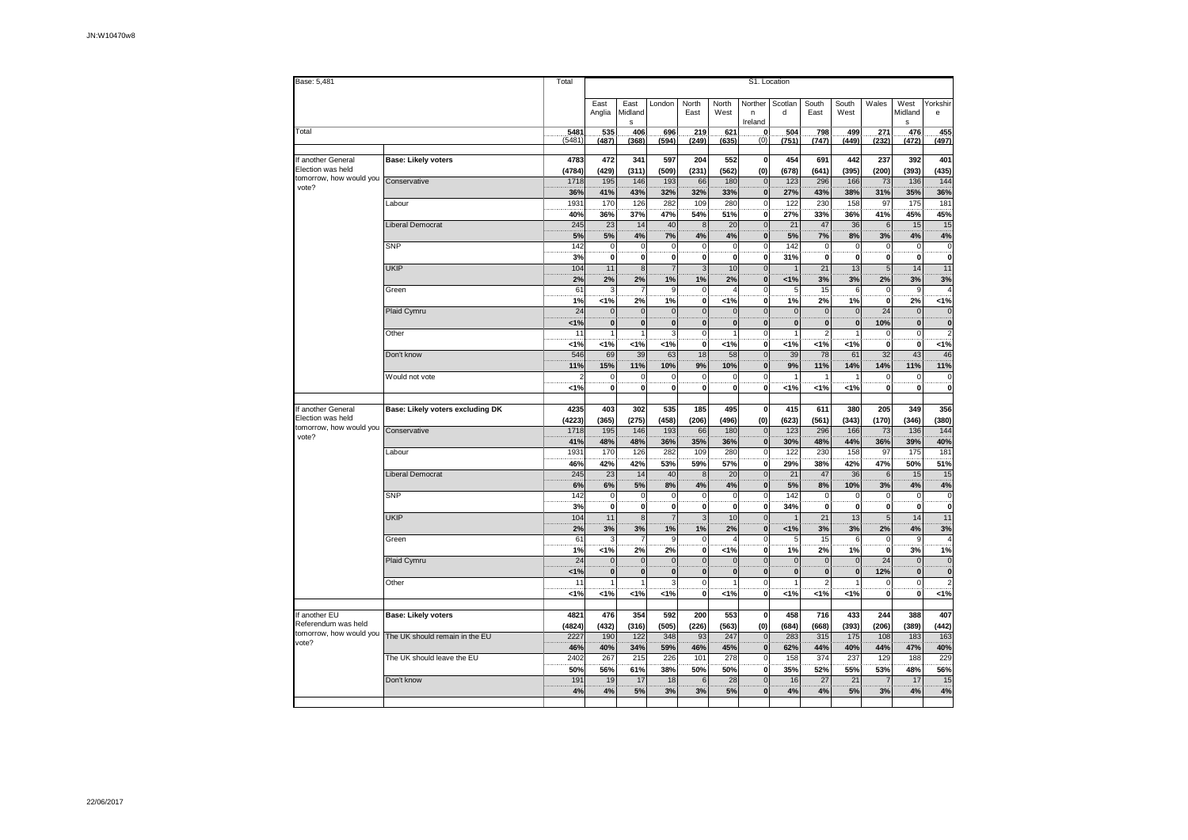JN:W10470w8

| Base: 5,481 | | Total | S1. Location | | | | | | | | | | | |
|---|---|---|---|---|---|---|---|---|---|---|---|---|---|---|
| | | | East Anglia | East Midlands | London | North East | North West | Northern Ireland | Scotland | South East | South West | Wales | West Midlands | Yorkshire |
| Total | | 5481 | 535 | 406 | 696 | 219 | 621 | 0 | 504 | 798 | 499 | 271 | 476 | 455 |
| | | (5481) | (487) | (368) | (594) | (249) | (635) | (0) | (751) | (747) | (449) | (232) | (472) | (497) |
| If another General Election was held tomorrow, how would you vote? | Base: Likely voters | 4783 | 472 | 341 | 597 | 204 | 552 | 0 | 454 | 691 | 442 | 237 | 392 | 401 |
| | | (4784) | (429) | (311) | (509) | (231) | (562) | (0) | (678) | (641) | (395) | (200) | (393) | (435) |
| | Conservative | 1718 | 195 | 146 | 193 | 66 | 180 | 0 | 123 | 296 | 166 | 73 | 136 | 144 |
| | | 36% | 41% | 43% | 32% | 32% | 33% | 0 | 27% | 43% | 38% | 31% | 35% | 36% |
| | Labour | 1931 | 170 | 126 | 282 | 109 | 280 | 0 | 122 | 230 | 158 | 97 | 175 | 181 |
| | | 40% | 36% | 37% | 47% | 54% | 51% | 0 | 27% | 33% | 36% | 41% | 45% | 45% |
| | Liberal Democrat | 245 | 23 | 14 | 40 | 8 | 20 | 0 | 21 | 47 | 36 | 6 | 15 | 15 |
| | | 5% | 5% | 4% | 7% | 4% | 4% | 0 | 5% | 7% | 8% | 3% | 4% | 4% |
| | SNP | 142 | 0 | 0 | 0 | 0 | 0 | 0 | 142 | 0 | 0 | 0 | 0 | 0 |
| | | 3% | 0 | 0 | 0 | 0 | 0 | 0 | 31% | 0 | 0 | 0 | 0 | 0 |
| | UKIP | 104 | 11 | 8 | 7 | 3 | 10 | 0 | 1 | 21 | 13 | 5 | 14 | 11 |
| | | 2% | 2% | 2% | 1% | 1% | 2% | 0 | <1% | 3% | 3% | 2% | 3% | 3% |
| | Green | 61 | 3 | 7 | 9 | 0 | 4 | 0 | 5 | 15 | 6 | 0 | 9 | 4 |
| | | 1% | <1% | 2% | 1% | 0 | <1% | 0 | 1% | 2% | 1% | 0 | 2% | <1% |
| | Plaid Cymru | 24 | 0 | 0 | 0 | 0 | 0 | 0 | 0 | 0 | 0 | 24 | 0 | 0 |
| | | <1% | 0 | 0 | 0 | 0 | 0 | 0 | 0 | 0 | 0 | 10% | 0 | 0 |
| | Other | 11 | 1 | 1 | 3 | 0 | 1 | 0 | 1 | 2 | 1 | 0 | 0 | 2 |
| | | <1% | <1% | <1% | <1% | 0 | <1% | 0 | <1% | <1% | <1% | 0 | 0 | <1% |
| | Don't know | 546 | 69 | 39 | 63 | 18 | 58 | 0 | 39 | 78 | 61 | 32 | 43 | 46 |
| | | 11% | 15% | 11% | 10% | 9% | 10% | 0 | 9% | 11% | 14% | 14% | 11% | 11% |
| | Would not vote | 2 | 0 | 0 | 0 | 0 | 0 | 0 | 1 | 1 | 1 | 0 | 0 | 0 |
| | | <1% | 0 | 0 | 0 | 0 | 0 | 0 | <1% | <1% | <1% | 0 | 0 | 0 |
| If another General Election was held tomorrow, how would you vote? | Base: Likely voters excluding DK | 4235 | 403 | 302 | 535 | 185 | 495 | 0 | 415 | 611 | 380 | 205 | 349 | 356 |
| | | (4223) | (365) | (275) | (458) | (206) | (496) | (0) | (623) | (561) | (343) | (170) | (346) | (380) |
| | Conservative | 1718 | 195 | 146 | 193 | 66 | 180 | 0 | 123 | 296 | 166 | 73 | 136 | 144 |
| | | 41% | 48% | 48% | 36% | 35% | 36% | 0 | 30% | 48% | 44% | 36% | 39% | 40% |
| | Labour | 1931 | 170 | 126 | 282 | 109 | 280 | 0 | 122 | 230 | 158 | 97 | 175 | 181 |
| | | 46% | 42% | 42% | 53% | 59% | 57% | 0 | 29% | 38% | 42% | 47% | 50% | 51% |
| | Liberal Democrat | 245 | 23 | 14 | 40 | 8 | 20 | 0 | 21 | 47 | 36 | 6 | 15 | 15 |
| | | 6% | 6% | 5% | 8% | 4% | 4% | 0 | 5% | 8% | 10% | 3% | 4% | 4% |
| | SNP | 142 | 0 | 0 | 0 | 0 | 0 | 0 | 142 | 0 | 0 | 0 | 0 | 0 |
| | | 3% | 0 | 0 | 0 | 0 | 0 | 0 | 34% | 0 | 0 | 0 | 0 | 0 |
| | UKIP | 104 | 11 | 8 | 7 | 3 | 10 | 0 | 1 | 21 | 13 | 5 | 14 | 11 |
| | | 2% | 3% | 3% | 1% | 1% | 2% | 0 | <1% | 3% | 3% | 2% | 4% | 3% |
| | Green | 61 | 3 | 7 | 9 | 0 | 4 | 0 | 5 | 15 | 6 | 0 | 9 | 4 |
| | | 1% | <1% | 2% | 2% | 0 | <1% | 0 | 1% | 2% | 1% | 0 | 3% | 1% |
| | Plaid Cymru | 24 | 0 | 0 | 0 | 0 | 0 | 0 | 0 | 0 | 0 | 24 | 0 | 0 |
| | | <1% | 0 | 0 | 0 | 0 | 0 | 0 | 0 | 0 | 0 | 12% | 0 | 0 |
| | Other | 11 | 1 | 1 | 3 | 0 | 1 | 0 | 1 | 2 | 1 | 0 | 0 | 2 |
| | | <1% | <1% | <1% | <1% | 0 | <1% | 0 | <1% | <1% | <1% | 0 | 0 | <1% |
| If another EU Referendum was held tomorrow, how would you vote? | Base: Likely voters | 4821 | 476 | 354 | 592 | 200 | 553 | 0 | 458 | 716 | 433 | 244 | 388 | 407 |
| | | (4824) | (432) | (316) | (505) | (226) | (563) | (0) | (684) | (668) | (393) | (206) | (389) | (442) |
| | The UK should remain in the EU | 2227 | 190 | 122 | 348 | 93 | 247 | 0 | 283 | 315 | 175 | 108 | 183 | 163 |
| | | 46% | 40% | 34% | 59% | 46% | 45% | 0 | 62% | 44% | 40% | 44% | 47% | 40% |
| | The UK should leave the EU | 2402 | 267 | 215 | 226 | 101 | 278 | 0 | 158 | 374 | 237 | 129 | 188 | 229 |
| | | 50% | 56% | 61% | 38% | 50% | 50% | 0 | 35% | 52% | 55% | 53% | 48% | 56% |
| | Don't know | 191 | 19 | 17 | 18 | 6 | 28 | 0 | 16 | 27 | 21 | 7 | 17 | 15 |
| | | 4% | 4% | 5% | 3% | 3% | 5% | 0 | 4% | 4% | 5% | 3% | 4% | 4% |

22/06/2017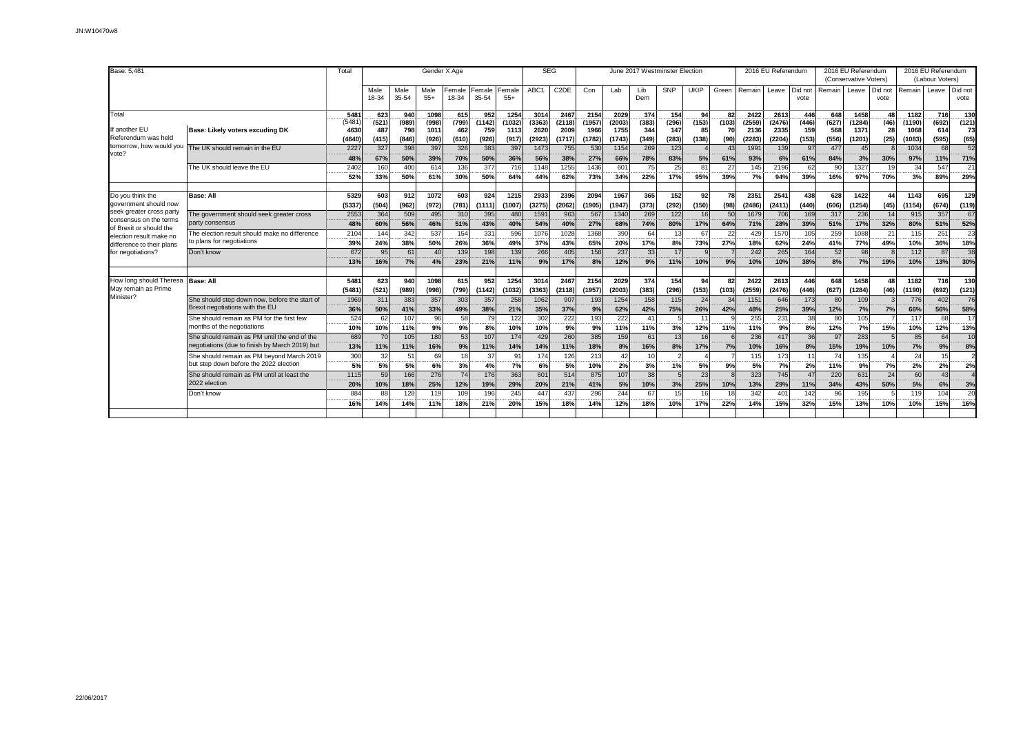JN:W10470w8

| Base: 5,481 | | Total | Gender X Age | | | | | | SEG | | June 2017 Westminster Election | | | | | | 2016 EU Referendum | | | 2016 EU Referendum (Conservative Voters) | | | 2016 EU Referendum (Labour Voters) | | |
|---|---|---|---|---|---|---|---|---|---|---|---|---|---|---|---|---|---|---|---|---|---|---|---|---|---|
| | | | Male 18-34 | Male 35-54 | Male 55+ | Female 18-34 | Female 35-54 | Female 55+ | ABC1 | C2DE | Con | Lab | Lib Dem | SNP | UKIP | Green | Remain | Leave | Did not vote | Remain | Leave | Did not vote | Remain | Leave | Did not vote |
| Total | | 5481 | 623 | 940 | 1098 | 615 | 952 | 1254 | 3014 | 2467 | 2154 | 2029 | 374 | 154 | 94 | 82 | 2422 | 2613 | 446 | 648 | 1458 | 48 | 1182 | 716 | 130 |
| | | (5481) | (521) | (989) | (998) | (799) | (1142) | (1032) | (3363) | (2118) | (1957) | (2003) | (383) | (296) | (153) | (103) | (2559) | (2476) | (446) | (627) | (1284) | (46) | (1190) | (692) | (121) |
| If another EU Referendum was held tomorrow, how would you vote? | Base: Likely voters excuding DK | 4630 | 487 | 798 | 1011 | 462 | 759 | 1113 | 2620 | 2009 | 1966 | 1755 | 344 | 147 | 85 | 70 | 2136 | 2335 | 159 | 568 | 1371 | 28 | 1068 | 614 | 73 |
| | | (4640) | (415) | (846) | (926) | (610) | (926) | (917) | (2923) | (1717) | (1782) | (1743) | (349) | (283) | (138) | (90) | (2283) | (2204) | (153) | (556) | (1201) | (25) | (1083) | (595) | (65) |
| | The UK should remain in the EU | 2227 | 327 | 398 | 397 | 326 | 383 | 397 | 1473 | 755 | 530 | 1154 | 269 | 123 | 4 | 43 | 1991 | 139 | 97 | 477 | 45 | 8 | 1034 | 68 | 52 |
| | | 48% | 67% | 50% | 39% | 70% | 50% | 36% | 56% | 38% | 27% | 66% | 78% | 83% | 5% | 61% | 93% | 6% | 61% | 84% | 3% | 30% | 97% | 11% | 71% |
| | The UK should leave the EU | 2402 | 160 | 400 | 614 | 136 | 377 | 716 | 1148 | 1255 | 1436 | 601 | 75 | 25 | 81 | 27 | 145 | 2196 | 62 | 90 | 1327 | 19 | 34 | 547 | 21 |
| | | 52% | 33% | 50% | 61% | 30% | 50% | 64% | 44% | 62% | 73% | 34% | 22% | 17% | 95% | 39% | 7% | 94% | 39% | 16% | 97% | 70% | 3% | 89% | 29% |
| Do you think the government should now seek greater cross party consensus on the terms of Brexit or should the election result make no difference to their plans for negotiations? | Base: All | 5329 | 603 | 912 | 1072 | 603 | 924 | 1215 | 2933 | 2396 | 2094 | 1967 | 365 | 152 | 92 | 78 | 2351 | 2541 | 438 | 628 | 1422 | 44 | 1143 | 695 | 129 |
| | | (5337) | (504) | (962) | (972) | (781) | (1111) | (1007) | (3275) | (2062) | (1905) | (1947) | (373) | (292) | (150) | (98) | (2486) | (2411) | (440) | (606) | (1254) | (45) | (1154) | (674) | (119) |
| | The government should seek greater cross party consensus | 2553 | 364 | 509 | 495 | 310 | 395 | 480 | 1591 | 963 | 567 | 1340 | 269 | 122 | 16 | 50 | 1679 | 706 | 169 | 317 | 236 | 14 | 915 | 357 | 67 |
| | | 48% | 60% | 56% | 46% | 51% | 43% | 40% | 54% | 40% | 27% | 68% | 74% | 80% | 17% | 64% | 71% | 28% | 39% | 51% | 17% | 32% | 80% | 51% | 52% |
| | The election result should make no difference to plans for negotiations | 2104 | 144 | 342 | 537 | 154 | 331 | 596 | 1076 | 1028 | 1368 | 390 | 64 | 13 | 67 | 22 | 429 | 1570 | 105 | 259 | 1088 | 21 | 115 | 251 | 23 |
| | | 39% | 24% | 38% | 50% | 26% | 36% | 49% | 37% | 43% | 65% | 20% | 17% | 8% | 73% | 27% | 18% | 62% | 24% | 41% | 77% | 49% | 10% | 36% | 18% |
| | Don't know | 672 | 95 | 61 | 40 | 139 | 198 | 139 | 266 | 405 | 158 | 237 | 33 | 17 | 9 | 7 | 242 | 265 | 164 | 52 | 98 | 8 | 112 | 87 | 38 |
| | | 13% | 16% | 7% | 4% | 23% | 21% | 11% | 9% | 17% | 8% | 12% | 9% | 11% | 10% | 9% | 10% | 10% | 38% | 8% | 7% | 19% | 10% | 13% | 30% |
| How long should Theresa May remain as Prime Minister? | Base: All | 5481 | 623 | 940 | 1098 | 615 | 952 | 1254 | 3014 | 2467 | 2154 | 2029 | 374 | 154 | 94 | 82 | 2422 | 2613 | 446 | 648 | 1458 | 48 | 1182 | 716 | 130 |
| | | (5481) | (521) | (989) | (998) | (799) | (1142) | (1032) | (3363) | (2118) | (1957) | (2003) | (383) | (296) | (153) | (103) | (2559) | (2476) | (446) | (627) | (1284) | (46) | (1190) | (692) | (121) |
| | She should step down now, before the start of Brexit negotiations with the EU | 1969 | 311 | 383 | 357 | 303 | 357 | 258 | 1062 | 907 | 193 | 1254 | 158 | 115 | 24 | 34 | 1151 | 646 | 173 | 80 | 109 | 3 | 776 | 402 | 76 |
| | | 36% | 50% | 41% | 33% | 49% | 38% | 21% | 35% | 37% | 9% | 62% | 42% | 75% | 26% | 42% | 48% | 25% | 39% | 12% | 7% | 7% | 66% | 56% | 58% |
| | She should remain as PM for the first few months of the negotiations | 524 | 62 | 107 | 96 | 58 | 79 | 122 | 302 | 222 | 193 | 222 | 41 | 5 | 11 | 9 | 255 | 231 | 38 | 80 | 105 | 7 | 117 | 88 | 17 |
| | | 10% | 10% | 11% | 9% | 9% | 8% | 10% | 10% | 9% | 9% | 11% | 11% | 3% | 12% | 11% | 11% | 9% | 8% | 12% | 7% | 15% | 10% | 12% | 13% |
| | She should remain as PM until the end of the negotiations (due to finish by March 2019) but | 689 | 70 | 105 | 180 | 53 | 107 | 174 | 429 | 260 | 385 | 159 | 61 | 13 | 16 | 6 | 236 | 417 | 36 | 97 | 283 | 5 | 85 | 64 | 10 |
| | | 13% | 11% | 11% | 16% | 9% | 11% | 14% | 14% | 11% | 18% | 8% | 16% | 8% | 17% | 7% | 10% | 16% | 8% | 15% | 19% | 10% | 7% | 9% | 8% |
| | She should remain as PM beyond March 2019 but step down before the 2022 election | 300 | 32 | 51 | 69 | 18 | 37 | 91 | 174 | 126 | 213 | 42 | 10 | 2 | 4 | 7 | 115 | 173 | 11 | 74 | 135 | 4 | 24 | 15 | 2 |
| | | 5% | 5% | 5% | 6% | 3% | 4% | 7% | 6% | 5% | 10% | 2% | 3% | 1% | 5% | 9% | 5% | 7% | 2% | 11% | 9% | 7% | 2% | 2% | 2% |
| | She should remain as PM until at least the 2022 election | 1115 | 59 | 166 | 276 | 74 | 176 | 363 | 601 | 514 | 875 | 107 | 38 | 5 | 23 | 8 | 323 | 745 | 47 | 220 | 631 | 24 | 60 | 43 | 4 |
| | | 20% | 10% | 18% | 25% | 12% | 19% | 29% | 20% | 21% | 41% | 5% | 10% | 3% | 25% | 10% | 13% | 29% | 11% | 34% | 43% | 50% | 5% | 6% | 3% |
| | Don't know | 884 | 88 | 128 | 119 | 109 | 196 | 245 | 447 | 437 | 296 | 244 | 67 | 15 | 16 | 18 | 342 | 401 | 142 | 96 | 195 | 5 | 119 | 104 | 20 |
| | | 16% | 14% | 14% | 11% | 18% | 21% | 20% | 15% | 18% | 14% | 12% | 18% | 10% | 17% | 22% | 14% | 15% | 32% | 15% | 13% | 10% | 10% | 15% | 16% |

22/06/2017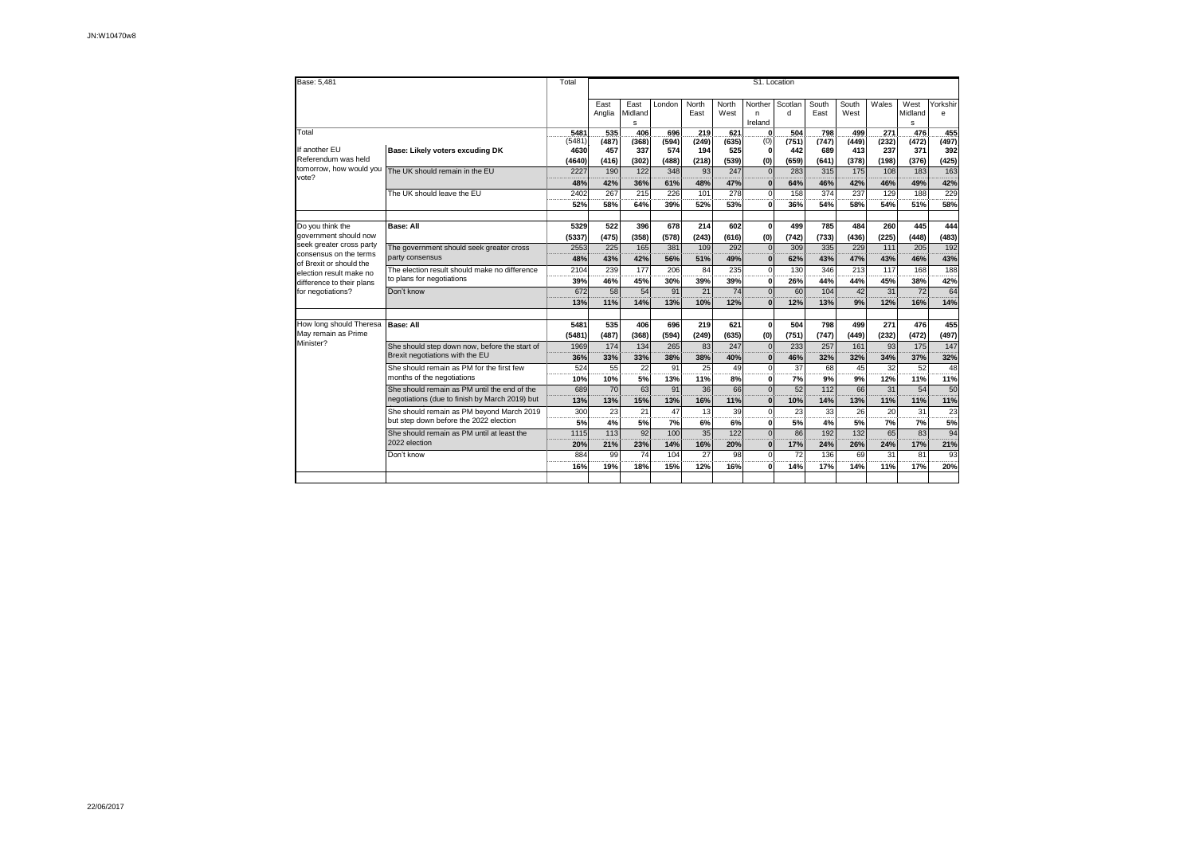JN:W10470w8

| Base: 5,481 | | Total | S1. Location | | | | | | | | | | | | |
|---|---|---|---|---|---|---|---|---|---|---|---|---|---|---|---|
| | | | East Anglia | East Midlands | London | North East | North West | Northern Ireland | Scotland | South East | South West | Wales | West Midlands | Yorkshire |
| Total | | 5481 | 535 | 406 | 696 | 219 | 621 | 0 | 504 | 798 | 499 | 271 | 476 | 455 |
| | | (5481) | (487) | (368) | (594) | (249) | (635) | (0) | (751) | (747) | (449) | (232) | (472) | (497) |
| If another EU Referendum was held tomorrow, how would you vote? | Base: Likely voters excuding DK | 4630 | 457 | 337 | 574 | 194 | 525 | 0 | 442 | 689 | 413 | 237 | 371 | 392 |
| | | (4640) | (416) | (302) | (488) | (218) | (539) | (0) | (659) | (641) | (378) | (198) | (376) | (425) |
| | The UK should remain in the EU | 2227 | 190 | 122 | 348 | 93 | 247 | 0 | 283 | 315 | 175 | 108 | 183 | 163 |
| | | 48% | 42% | 36% | 61% | 48% | 47% | 0 | 64% | 46% | 42% | 46% | 49% | 42% |
| | The UK should leave the EU | 2402 | 267 | 215 | 226 | 101 | 278 | 0 | 158 | 374 | 237 | 129 | 188 | 229 |
| | | 52% | 58% | 64% | 39% | 52% | 53% | 0 | 36% | 54% | 58% | 54% | 51% | 58% |
| Do you think the government should now seek greater cross party consensus on the terms of Brexit or should the election result make no difference to their plans for negotiations? | Base: All | 5329 | 522 | 396 | 678 | 214 | 602 | 0 | 499 | 785 | 484 | 260 | 445 | 444 |
| | | (5337) | (475) | (358) | (578) | (243) | (616) | (0) | (742) | (733) | (436) | (225) | (448) | (483) |
| | The government should seek greater cross party consensus | 2553 | 225 | 165 | 381 | 109 | 292 | 0 | 309 | 335 | 229 | 111 | 205 | 192 |
| | | 48% | 43% | 42% | 56% | 51% | 49% | 0 | 62% | 43% | 47% | 43% | 46% | 43% |
| | The election result should make no difference to plans for negotiations | 2104 | 239 | 177 | 206 | 84 | 235 | 0 | 130 | 346 | 213 | 117 | 168 | 188 |
| | | 39% | 46% | 45% | 30% | 39% | 39% | 0 | 26% | 44% | 44% | 45% | 38% | 42% |
| | Don't know | 672 | 58 | 54 | 91 | 21 | 74 | 0 | 60 | 104 | 42 | 31 | 72 | 64 |
| | | 13% | 11% | 14% | 13% | 10% | 12% | 0 | 12% | 13% | 9% | 12% | 16% | 14% |
| How long should Theresa May remain as Prime Minister? | Base: All | 5481 | 535 | 406 | 696 | 219 | 621 | 0 | 504 | 798 | 499 | 271 | 476 | 455 |
| | | (5481) | (487) | (368) | (594) | (249) | (635) | (0) | (751) | (747) | (449) | (232) | (472) | (497) |
| | She should step down now, before the start of Brexit negotiations with the EU | 1969 | 174 | 134 | 265 | 83 | 247 | 0 | 233 | 257 | 161 | 93 | 175 | 147 |
| | | 36% | 33% | 33% | 38% | 38% | 40% | 0 | 46% | 32% | 32% | 34% | 37% | 32% |
| | She should remain as PM for the first few months of the negotiations | 524 | 55 | 22 | 91 | 25 | 49 | 0 | 37 | 68 | 45 | 32 | 52 | 48 |
| | | 10% | 10% | 5% | 13% | 11% | 8% | 0 | 7% | 9% | 9% | 12% | 11% | 11% |
| | She should remain as PM until the end of the negotiations (due to finish by March 2019) but | 689 | 70 | 63 | 91 | 36 | 66 | 0 | 52 | 112 | 66 | 31 | 54 | 50 |
| | | 13% | 13% | 15% | 13% | 16% | 11% | 0 | 10% | 14% | 13% | 11% | 11% | 11% |
| | She should remain as PM beyond March 2019 but step down before the 2022 election | 300 | 23 | 21 | 47 | 13 | 39 | 0 | 23 | 33 | 26 | 20 | 31 | 23 |
| | | 5% | 4% | 5% | 7% | 6% | 6% | 0 | 5% | 4% | 5% | 7% | 7% | 5% |
| | She should remain as PM until at least the 2022 election | 1115 | 113 | 92 | 100 | 35 | 122 | 0 | 86 | 192 | 132 | 65 | 83 | 94 |
| | | 20% | 21% | 23% | 14% | 16% | 20% | 0 | 17% | 24% | 26% | 24% | 17% | 21% |
| | Don't know | 884 | 99 | 74 | 104 | 27 | 98 | 0 | 72 | 136 | 69 | 31 | 81 | 93 |
| | | 16% | 19% | 18% | 15% | 12% | 16% | 0 | 14% | 17% | 14% | 11% | 17% | 20% |

22/06/2017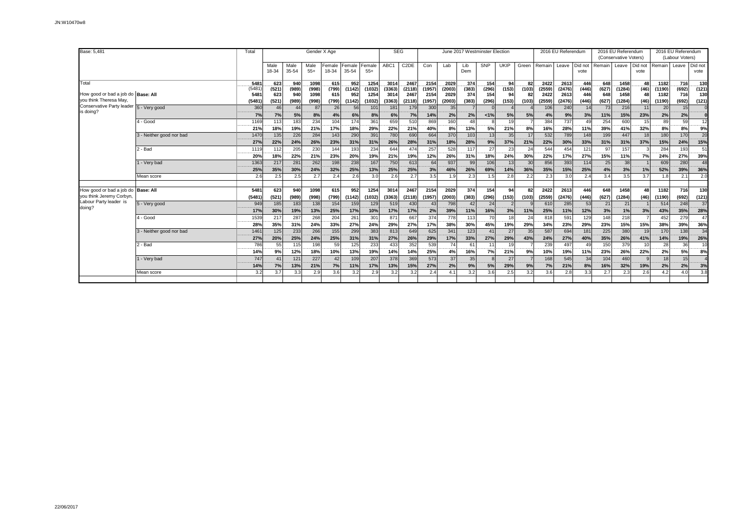JN:W10470w8

| Base: 5,481 | | Total | Gender X Age | | | | | | SEG | | June 2017 Westminster Election | | | | | | 2016 EU Referendum | | | 2016 EU Referendum (Conservative Voters) | | | 2016 EU Referendum (Labour Voters) | | |
|---|---|---|---|---|---|---|---|---|---|---|---|---|---|---|---|---|---|---|---|---|---|---|---|---|---|
| | | | Male 18-34 | Male 35-54 | Male 55+ | Female 18-34 | Female 35-54 | Female 55+ | ABC1 | C2DE | Con | Lab | Lib Dem | SNP | UKIP | Green | Remain | Leave | Did not vote | Remain | Leave | Did not vote | Remain | Leave | Did not vote |
| Total | | 5481 | 623 | 940 | 1098 | 615 | 952 | 1254 | 3014 | 2467 | 2154 | 2029 | 374 | 154 | 94 | 82 | 2422 | 2613 | 446 | 648 | 1458 | 48 | 1182 | 716 | 130 |
| | | (5481) | (521) | (989) | (998) | (799) | (1142) | (1032) | (3363) | (2118) | (1957) | (2003) | (383) | (296) | (153) | (103) | (2559) | (2476) | (446) | (627) | (1284) | (46) | (1190) | (692) | (121) |
| How good or bad a job do you think Theresa May, Conservative Party leader is doing? | Base: All | 5481 | 623 | 940 | 1098 | 615 | 952 | 1254 | 3014 | 2467 | 2154 | 2029 | 374 | 154 | 94 | 82 | 2422 | 2613 | 446 | 648 | 1458 | 48 | 1182 | 716 | 130 |
| | | (5481) | (521) | (989) | (998) | (799) | (1142) | (1032) | (3363) | (2118) | (1957) | (2003) | (383) | (296) | (153) | (103) | (2559) | (2476) | (446) | (627) | (1284) | (46) | (1190) | (692) | (121) |
| | 5 - Very good | 360 | 46 | 44 | 87 | 26 | 56 | 101 | 181 | 179 | 300 | 35 | 7 | 0 | 4 | 4 | 106 | 240 | 14 | 73 | 216 | 11 | 20 | 15 | 0 |
| | | 7% | 7% | 5% | 8% | 4% | 6% | 8% | 6% | 7% | 14% | 2% | 2% | <1% | 5% | 5% | 4% | 9% | 3% | 11% | 15% | 23% | 2% | 2% | 0 |
| | 4 - Good | 1169 | 113 | 183 | 234 | 104 | 174 | 361 | 659 | 510 | 869 | 160 | 48 | 8 | 19 | 7 | 384 | 737 | 49 | 254 | 600 | 15 | 89 | 59 | 12 |
| | | 21% | 18% | 19% | 21% | 17% | 18% | 29% | 22% | 21% | 40% | 8% | 13% | 5% | 21% | 8% | 16% | 28% | 11% | 39% | 41% | 32% | 8% | 8% | 9% |
| | 3 - Neither good nor bad | 1470 | 135 | 226 | 284 | 143 | 290 | 391 | 780 | 690 | 664 | 370 | 103 | 13 | 35 | 17 | 532 | 789 | 148 | 199 | 447 | 18 | 180 | 170 | 20 |
| | | 27% | 22% | 24% | 26% | 23% | 31% | 31% | 26% | 28% | 31% | 18% | 28% | 9% | 37% | 21% | 22% | 30% | 33% | 31% | 31% | 37% | 15% | 24% | 15% |
| | 2 - Bad | 1119 | 112 | 205 | 230 | 144 | 193 | 234 | 644 | 474 | 257 | 528 | 117 | 27 | 23 | 24 | 544 | 454 | 121 | 97 | 157 | 3 | 284 | 193 | 51 |
| | | 20% | 18% | 22% | 21% | 23% | 20% | 19% | 21% | 19% | 12% | 26% | 31% | 18% | 24% | 30% | 22% | 17% | 27% | 15% | 11% | 7% | 24% | 27% | 39% |
| | 1 - Very bad | 1363 | 217 | 281 | 262 | 198 | 238 | 167 | 750 | 613 | 64 | 937 | 99 | 106 | 13 | 30 | 856 | 393 | 114 | 25 | 38 | 1 | 609 | 280 | 48 |
| | | 25% | 35% | 30% | 24% | 32% | 25% | 13% | 25% | 25% | 3% | 46% | 26% | 69% | 14% | 36% | 35% | 15% | 25% | 4% | 3% | 1% | 52% | 39% | 36% |
| | Mean score | 2.6 | 2.5 | 2.5 | 2.7 | 2.4 | 2.6 | 3.0 | 2.6 | 2.7 | 3.5 | 1.9 | 2.3 | 1.5 | 2.8 | 2.2 | 2.3 | 3.0 | 2.4 | 3.4 | 3.5 | 3.7 | 1.8 | 2.1 | 2.0 |
| How good or bad a job do you think Jeremy Corbyn, Labour Party leader is doing? | Base: All | 5481 | 623 | 940 | 1098 | 615 | 952 | 1254 | 3014 | 2467 | 2154 | 2029 | 374 | 154 | 94 | 82 | 2422 | 2613 | 446 | 648 | 1458 | 48 | 1182 | 716 | 130 |
| | | (5481) | (521) | (989) | (998) | (799) | (1142) | (1032) | (3363) | (2118) | (1957) | (2003) | (383) | (296) | (153) | (103) | (2559) | (2476) | (446) | (627) | (1284) | (46) | (1190) | (692) | (121) |
| | 5 - Very good | 949 | 185 | 183 | 138 | 154 | 159 | 129 | 519 | 430 | 43 | 798 | 42 | 24 | 2 | 9 | 610 | 285 | 53 | 21 | 21 | 1 | 514 | 248 | 37 |
| | | 17% | 30% | 19% | 13% | 25% | 17% | 10% | 17% | 17% | 2% | 39% | 11% | 16% | 3% | 11% | 25% | 11% | 12% | 3% | 1% | 3% | 43% | 35% | 28% |
| | 4 - Good | 1539 | 217 | 287 | 268 | 204 | 261 | 301 | 871 | 667 | 374 | 778 | 113 | 70 | 18 | 24 | 818 | 591 | 129 | 148 | 218 | 7 | 452 | 279 | 47 |
| | | 28% | 35% | 31% | 24% | 33% | 27% | 24% | 29% | 27% | 17% | 38% | 30% | 45% | 19% | 29% | 34% | 23% | 29% | 23% | 15% | 15% | 38% | 39% | 36% |
| | 3 - Neither good nor bad | 1461 | 125 | 233 | 266 | 155 | 299 | 383 | 813 | 649 | 625 | 341 | 123 | 41 | 27 | 35 | 587 | 694 | 181 | 225 | 380 | 19 | 170 | 138 | 34 |
| | | 27% | 20% | 25% | 24% | 25% | 31% | 31% | 27% | 26% | 29% | 17% | 33% | 27% | 29% | 43% | 24% | 27% | 40% | 35% | 26% | 41% | 14% | 19% | 26% |
| | 2 - Bad | 786 | 55 | 115 | 198 | 59 | 125 | 233 | 433 | 352 | 539 | 74 | 61 | 11 | 19 | 7 | 239 | 497 | 49 | 150 | 379 | 10 | 28 | 36 | 10 |
| | | 14% | 9% | 12% | 18% | 10% | 13% | 19% | 14% | 14% | 25% | 4% | 16% | 7% | 21% | 9% | 10% | 19% | 11% | 23% | 26% | 22% | 2% | 5% | 8% |
| | 1 - Very bad | 747 | 41 | 121 | 227 | 42 | 109 | 207 | 378 | 369 | 573 | 37 | 35 | 8 | 27 | 7 | 168 | 545 | 34 | 104 | 460 | 9 | 18 | 15 | 4 |
| | | 14% | 7% | 13% | 21% | 7% | 11% | 17% | 13% | 15% | 27% | 2% | 9% | 5% | 29% | 9% | 7% | 21% | 8% | 16% | 32% | 19% | 2% | 2% | 3% |
| | Mean score | 3.2 | 3.7 | 3.3 | 2.9 | 3.6 | 3.2 | 2.9 | 3.2 | 3.2 | 2.4 | 4.1 | 3.2 | 3.6 | 2.5 | 3.2 | 3.6 | 2.8 | 3.3 | 2.7 | 2.3 | 2.6 | 4.2 | 4.0 | 3.8 |

22/06/2017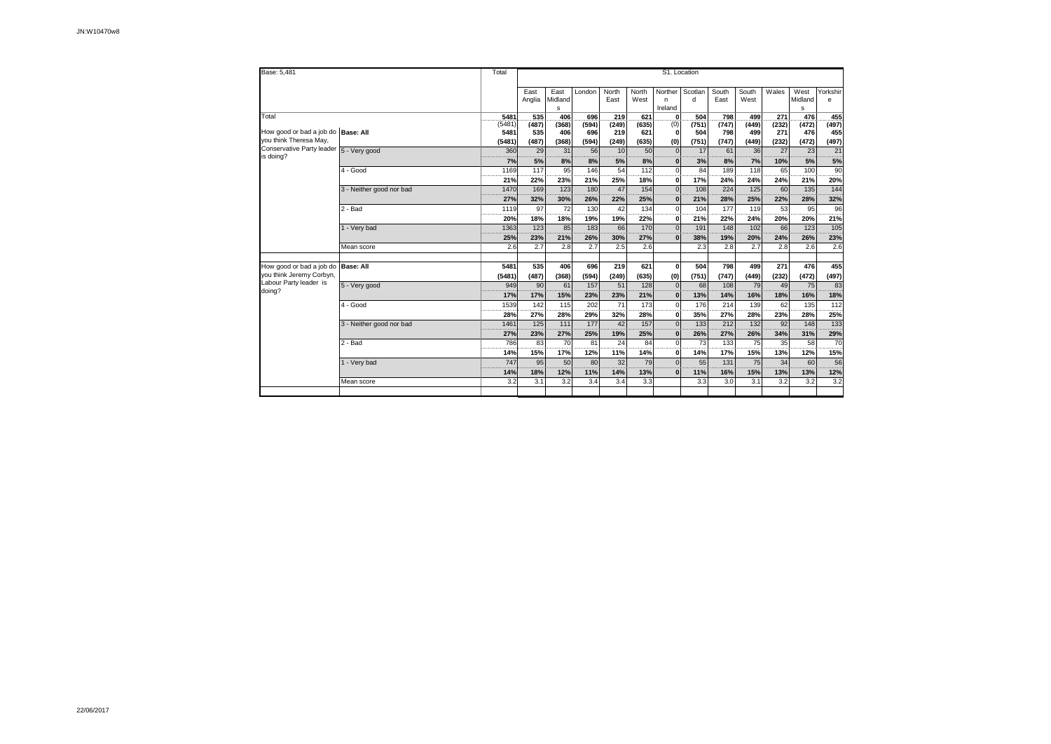| Base: 5,481 | | Total | S1. Location | | | | | | | | | | | | |
|---|---|---|---|---|---|---|---|---|---|---|---|---|---|---|---|
| | | | East Anglia | East Midlands | London | North East | North West | Northern Ireland | Scotland | South East | South West | Wales | West Midlands | Yorkshire |
| Total | | 5481 | 535 | 406 | 696 | 219 | 621 | 0 | 504 | 798 | 499 | 271 | 476 | 455 |
| | | (5481) | (487) | (368) | (594) | (249) | (635) | (0) | (751) | (747) | (449) | (232) | (472) | (497) |
| How good or bad a job do you think Theresa May, Conservative Party leader is doing? | Base: All | 5481 | 535 | 406 | 696 | 219 | 621 | 0 | 504 | 798 | 499 | 271 | 476 | 455 |
| | | (5481) | (487) | (368) | (594) | (249) | (635) | (0) | (751) | (747) | (449) | (232) | (472) | (497) |
| | 5 - Very good | 360 | 29 | 31 | 56 | 10 | 50 | 0 | 17 | 61 | 36 | 27 | 23 | 21 |
| | | 7% | 5% | 8% | 8% | 5% | 8% | 0 | 3% | 8% | 7% | 10% | 5% | 5% |
| | 4 - Good | 1169 | 117 | 95 | 146 | 54 | 112 | 0 | 84 | 189 | 118 | 65 | 100 | 90 |
| | | 21% | 22% | 23% | 21% | 25% | 18% | 0 | 17% | 24% | 24% | 24% | 21% | 20% |
| | 3 - Neither good nor bad | 1470 | 169 | 123 | 180 | 47 | 154 | 0 | 108 | 224 | 125 | 60 | 135 | 144 |
| | | 27% | 32% | 30% | 26% | 22% | 25% | 0 | 21% | 28% | 25% | 22% | 28% | 32% |
| | 2 - Bad | 1119 | 97 | 72 | 130 | 42 | 134 | 0 | 104 | 177 | 119 | 53 | 95 | 96 |
| | | 20% | 18% | 18% | 19% | 19% | 22% | 0 | 21% | 22% | 24% | 20% | 20% | 21% |
| | 1 - Very bad | 1363 | 123 | 85 | 183 | 66 | 170 | 0 | 191 | 148 | 102 | 66 | 123 | 105 |
| | | 25% | 23% | 21% | 26% | 30% | 27% | 0 | 38% | 19% | 20% | 24% | 26% | 23% |
| | Mean score | 2.6 | 2.7 | 2.8 | 2.7 | 2.5 | 2.6 | | 2.3 | 2.8 | 2.7 | 2.8 | 2.6 | 2.6 |
| How good or bad a job do you think Jeremy Corbyn, Labour Party leader is doing? | Base: All | 5481 | 535 | 406 | 696 | 219 | 621 | 0 | 504 | 798 | 499 | 271 | 476 | 455 |
| | | (5481) | (487) | (368) | (594) | (249) | (635) | (0) | (751) | (747) | (449) | (232) | (472) | (497) |
| | 5 - Very good | 949 | 90 | 61 | 157 | 51 | 128 | 0 | 68 | 108 | 79 | 49 | 75 | 83 |
| | | 17% | 17% | 15% | 23% | 23% | 21% | 0 | 13% | 14% | 16% | 18% | 16% | 18% |
| | 4 - Good | 1539 | 142 | 115 | 202 | 71 | 173 | 0 | 176 | 214 | 139 | 62 | 135 | 112 |
| | | 28% | 27% | 28% | 29% | 32% | 28% | 0 | 35% | 27% | 28% | 23% | 28% | 25% |
| | 3 - Neither good nor bad | 1461 | 125 | 111 | 177 | 42 | 157 | 0 | 133 | 212 | 132 | 92 | 148 | 133 |
| | | 27% | 23% | 27% | 25% | 19% | 25% | 0 | 26% | 27% | 26% | 34% | 31% | 29% |
| | 2 - Bad | 786 | 83 | 70 | 81 | 24 | 84 | 0 | 73 | 133 | 75 | 35 | 58 | 70 |
| | | 14% | 15% | 17% | 12% | 11% | 14% | 0 | 14% | 17% | 15% | 13% | 12% | 15% |
| | 1 - Very bad | 747 | 95 | 50 | 80 | 32 | 79 | 0 | 55 | 131 | 75 | 34 | 60 | 56 |
| | | 14% | 18% | 12% | 11% | 14% | 13% | 0 | 11% | 16% | 15% | 13% | 13% | 12% |
| | Mean score | 3.2 | 3.1 | 3.2 | 3.4 | 3.4 | 3.3 | | 3.3 | 3.0 | 3.1 | 3.2 | 3.2 | 3.2 |